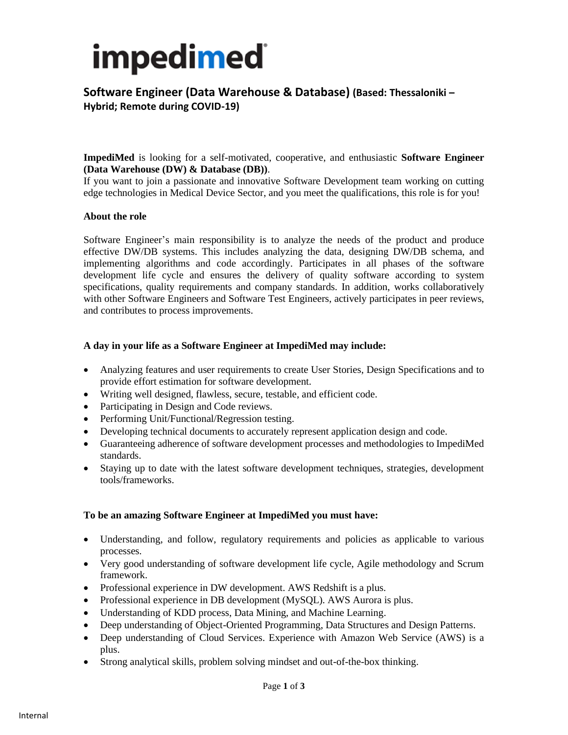# impedimed

## Software Engineer (Data Warehouse & Database) (Based: Thessaloniki – Hybrid; Remote during COVID-19)

**ImpediMed** is looking for a self-motivated, cooperative, and enthusiastic **Software Engineer (Data Warehouse (DW) & Database (DB))**.
If you want to join a passionate and innovative Software Development team working on cutting edge technologies in Medical Device Sector, and you meet the qualifications, this role is for you!

**About the role**

Software Engineer's main responsibility is to analyze the needs of the product and produce effective DW/DB systems. This includes analyzing the data, designing DW/DB schema, and implementing algorithms and code accordingly. Participates in all phases of the software development life cycle and ensures the delivery of quality software according to system specifications, quality requirements and company standards. In addition, works collaboratively with other Software Engineers and Software Test Engineers, actively participates in peer reviews, and contributes to process improvements.

**A day in your life as a Software Engineer at ImpediMed may include:**

- Analyzing features and user requirements to create User Stories, Design Specifications and to provide effort estimation for software development.
- Writing well designed, flawless, secure, testable, and efficient code.
- Participating in Design and Code reviews.
- Performing Unit/Functional/Regression testing.
- Developing technical documents to accurately represent application design and code.
- Guaranteeing adherence of software development processes and methodologies to ImpediMed standards.
- Staying up to date with the latest software development techniques, strategies, development tools/frameworks.

**To be an amazing Software Engineer at ImpediMed you must have:**

- Understanding, and follow, regulatory requirements and policies as applicable to various processes.
- Very good understanding of software development life cycle, Agile methodology and Scrum framework.
- Professional experience in DW development. AWS Redshift is a plus.
- Professional experience in DB development (MySQL). AWS Aurora is plus.
- Understanding of KDD process, Data Mining, and Machine Learning.
- Deep understanding of Object-Oriented Programming, Data Structures and Design Patterns.
- Deep understanding of Cloud Services. Experience with Amazon Web Service (AWS) is a plus.
- Strong analytical skills, problem solving mindset and out-of-the-box thinking.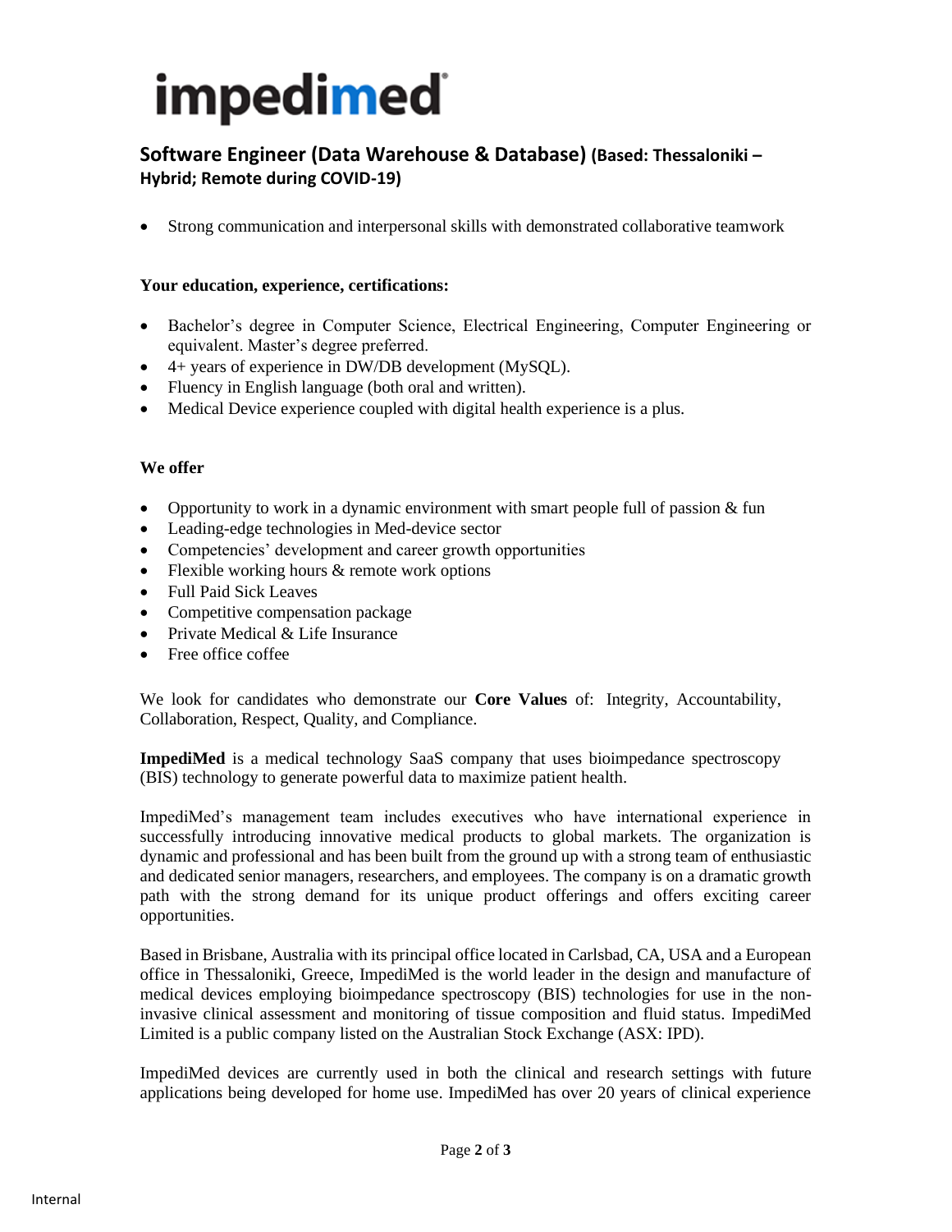impedimed

## Software Engineer (Data Warehouse & Database) (Based: Thessaloniki – Hybrid; Remote during COVID-19)

- Strong communication and interpersonal skills with demonstrated collaborative teamwork

**Your education, experience, certifications:**

- Bachelor's degree in Computer Science, Electrical Engineering, Computer Engineering or equivalent. Master's degree preferred.
- 4+ years of experience in DW/DB development (MySQL).
- Fluency in English language (both oral and written).
- Medical Device experience coupled with digital health experience is a plus.

**We offer**

- Opportunity to work in a dynamic environment with smart people full of passion & fun
- Leading-edge technologies in Med-device sector
- Competencies' development and career growth opportunities
- Flexible working hours & remote work options
- Full Paid Sick Leaves
- Competitive compensation package
- Private Medical & Life Insurance
- Free office coffee

We look for candidates who demonstrate our **Core Values** of: Integrity, Accountability, Collaboration, Respect, Quality, and Compliance.

**ImpediMed** is a medical technology SaaS company that uses bioimpedance spectroscopy (BIS) technology to generate powerful data to maximize patient health.

ImpediMed's management team includes executives who have international experience in successfully introducing innovative medical products to global markets. The organization is dynamic and professional and has been built from the ground up with a strong team of enthusiastic and dedicated senior managers, researchers, and employees. The company is on a dramatic growth path with the strong demand for its unique product offerings and offers exciting career opportunities.

Based in Brisbane, Australia with its principal office located in Carlsbad, CA, USA and a European office in Thessaloniki, Greece, ImpediMed is the world leader in the design and manufacture of medical devices employing bioimpedance spectroscopy (BIS) technologies for use in the non-invasive clinical assessment and monitoring of tissue composition and fluid status. ImpediMed Limited is a public company listed on the Australian Stock Exchange (ASX: IPD).

ImpediMed devices are currently used in both the clinical and research settings with future applications being developed for home use. ImpediMed has over 20 years of clinical experience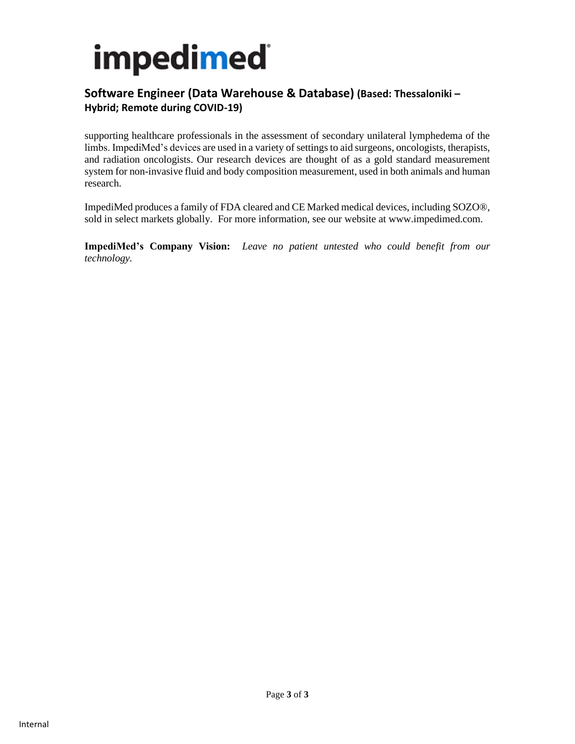**impedimed**

## Software Engineer (Data Warehouse & Database) (Based: Thessaloniki – Hybrid; Remote during COVID-19)

supporting healthcare professionals in the assessment of secondary unilateral lymphedema of the limbs. ImpediMed's devices are used in a variety of settings to aid surgeons, oncologists, therapists, and radiation oncologists. Our research devices are thought of as a gold standard measurement system for non-invasive fluid and body composition measurement, used in both animals and human research.

ImpediMed produces a family of FDA cleared and CE Marked medical devices, including SOZO®, sold in select markets globally. For more information, see our website at www.impedimed.com.

**ImpediMed's Company Vision:** *Leave no patient untested who could benefit from our technology.*

Internal